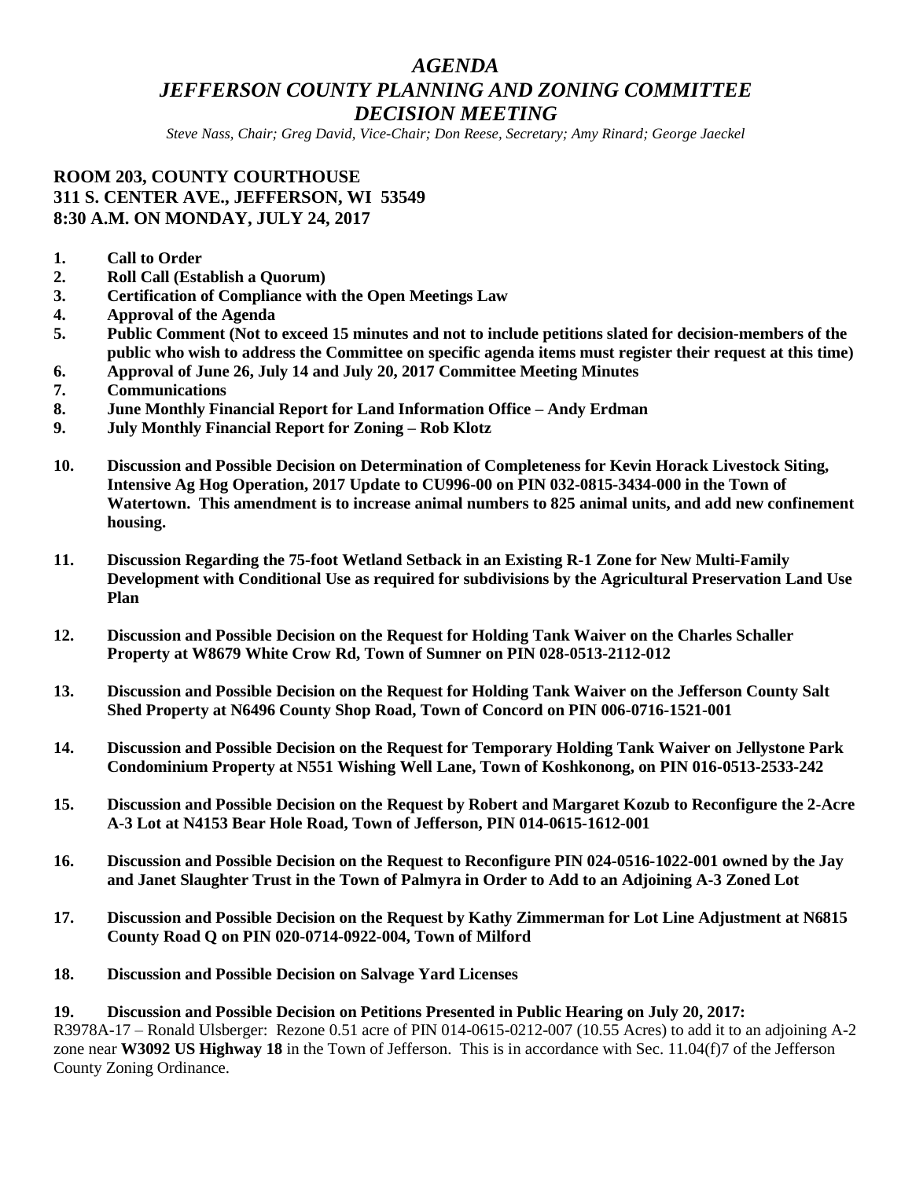# *AGENDA*
# *JEFFERSON COUNTY PLANNING AND ZONING COMMITTEE*
# *DECISION MEETING*

*Steve Nass, Chair; Greg David, Vice-Chair; Don Reese, Secretary; Amy Rinard; George Jaeckel*

**ROOM 203, COUNTY COURTHOUSE**
**311 S. CENTER AVE., JEFFERSON, WI 53549**
**8:30 A.M. ON MONDAY, JULY 24, 2017**

1. **Call to Order**
2. **Roll Call (Establish a Quorum)**
3. **Certification of Compliance with the Open Meetings Law**
4. **Approval of the Agenda**
5. **Public Comment (Not to exceed 15 minutes and not to include petitions slated for decision-members of the public who wish to address the Committee on specific agenda items must register their request at this time)**
6. **Approval of June 26, July 14 and July 20, 2017 Committee Meeting Minutes**
7. **Communications**
8. **June Monthly Financial Report for Land Information Office – Andy Erdman**
9. **July Monthly Financial Report for Zoning – Rob Klotz**
10. **Discussion and Possible Decision on Determination of Completeness for Kevin Horack Livestock Siting, Intensive Ag Hog Operation, 2017 Update to CU996-00 on PIN 032-0815-3434-000 in the Town of Watertown. This amendment is to increase animal numbers to 825 animal units, and add new confinement housing.**
11. **Discussion Regarding the 75-foot Wetland Setback in an Existing R-1 Zone for New Multi-Family Development with Conditional Use as required for subdivisions by the Agricultural Preservation Land Use Plan**
12. **Discussion and Possible Decision on the Request for Holding Tank Waiver on the Charles Schaller Property at W8679 White Crow Rd, Town of Sumner on PIN 028-0513-2112-012**
13. **Discussion and Possible Decision on the Request for Holding Tank Waiver on the Jefferson County Salt Shed Property at N6496 County Shop Road, Town of Concord on PIN 006-0716-1521-001**
14. **Discussion and Possible Decision on the Request for Temporary Holding Tank Waiver on Jellystone Park Condominium Property at N551 Wishing Well Lane, Town of Koshkonong, on PIN 016-0513-2533-242**
15. **Discussion and Possible Decision on the Request by Robert and Margaret Kozub to Reconfigure the 2-Acre A-3 Lot at N4153 Bear Hole Road, Town of Jefferson, PIN 014-0615-1612-001**
16. **Discussion and Possible Decision on the Request to Reconfigure PIN 024-0516-1022-001 owned by the Jay and Janet Slaughter Trust in the Town of Palmyra in Order to Add to an Adjoining A-3 Zoned Lot**
17. **Discussion and Possible Decision on the Request by Kathy Zimmerman for Lot Line Adjustment at N6815 County Road Q on PIN 020-0714-0922-004, Town of Milford**
18. **Discussion and Possible Decision on Salvage Yard Licenses**
19. **Discussion and Possible Decision on Petitions Presented in Public Hearing on July 20, 2017:**

R3978A-17 – Ronald Ulsberger: Rezone 0.51 acre of PIN 014-0615-0212-007 (10.55 Acres) to add it to an adjoining A-2 zone near **W3092 US Highway 18** in the Town of Jefferson. This is in accordance with Sec. 11.04(f)7 of the Jefferson County Zoning Ordinance.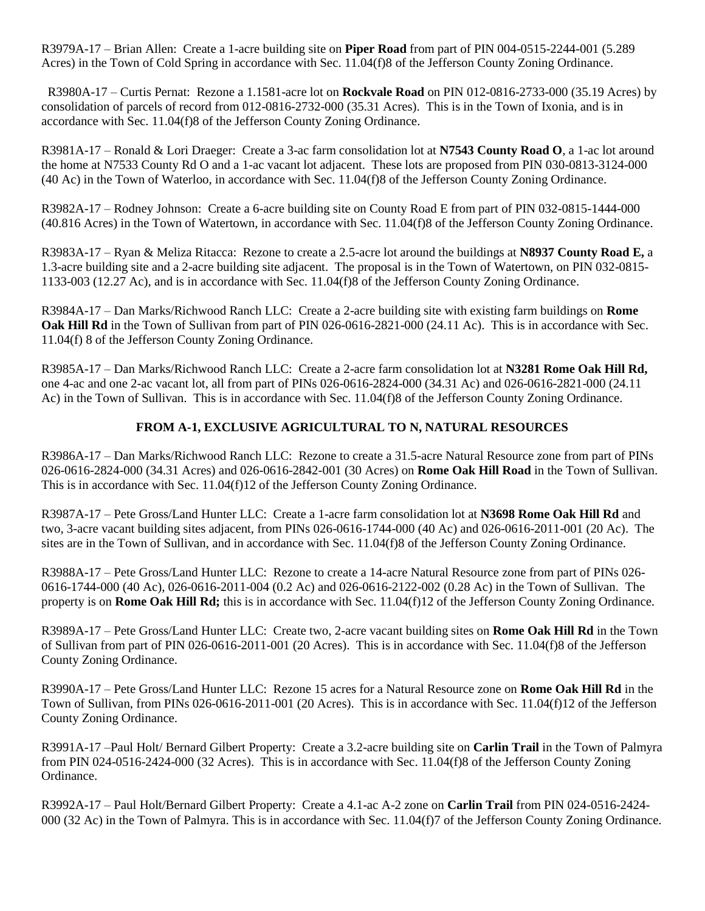R3979A-17 – Brian Allen: Create a 1-acre building site on **Piper Road** from part of PIN 004-0515-2244-001 (5.289 Acres) in the Town of Cold Spring in accordance with Sec. 11.04(f)8 of the Jefferson County Zoning Ordinance.

R3980A-17 – Curtis Pernat: Rezone a 1.1581-acre lot on **Rockvale Road** on PIN 012-0816-2733-000 (35.19 Acres) by consolidation of parcels of record from 012-0816-2732-000 (35.31 Acres). This is in the Town of Ixonia, and is in accordance with Sec. 11.04(f)8 of the Jefferson County Zoning Ordinance.

R3981A-17 – Ronald & Lori Draeger: Create a 3-ac farm consolidation lot at **N7543 County Road O**, a 1-ac lot around the home at N7533 County Rd O and a 1-ac vacant lot adjacent. These lots are proposed from PIN 030-0813-3124-000 (40 Ac) in the Town of Waterloo, in accordance with Sec. 11.04(f)8 of the Jefferson County Zoning Ordinance.

R3982A-17 – Rodney Johnson: Create a 6-acre building site on County Road E from part of PIN 032-0815-1444-000 (40.816 Acres) in the Town of Watertown, in accordance with Sec. 11.04(f)8 of the Jefferson County Zoning Ordinance.

R3983A-17 – Ryan & Meliza Ritacca: Rezone to create a 2.5-acre lot around the buildings at **N8937 County Road E,** a 1.3-acre building site and a 2-acre building site adjacent. The proposal is in the Town of Watertown, on PIN 032-0815-1133-003 (12.27 Ac), and is in accordance with Sec. 11.04(f)8 of the Jefferson County Zoning Ordinance.

R3984A-17 – Dan Marks/Richwood Ranch LLC: Create a 2-acre building site with existing farm buildings on **Rome Oak Hill Rd** in the Town of Sullivan from part of PIN 026-0616-2821-000 (24.11 Ac). This is in accordance with Sec. 11.04(f) 8 of the Jefferson County Zoning Ordinance.

R3985A-17 – Dan Marks/Richwood Ranch LLC: Create a 2-acre farm consolidation lot at **N3281 Rome Oak Hill Rd,** one 4-ac and one 2-ac vacant lot, all from part of PINs 026-0616-2824-000 (34.31 Ac) and 026-0616-2821-000 (24.11 Ac) in the Town of Sullivan. This is in accordance with Sec. 11.04(f)8 of the Jefferson County Zoning Ordinance.

**FROM A-1, EXCLUSIVE AGRICULTURAL TO N, NATURAL RESOURCES**

R3986A-17 – Dan Marks/Richwood Ranch LLC: Rezone to create a 31.5-acre Natural Resource zone from part of PINs 026-0616-2824-000 (34.31 Acres) and 026-0616-2842-001 (30 Acres) on **Rome Oak Hill Road** in the Town of Sullivan. This is in accordance with Sec. 11.04(f)12 of the Jefferson County Zoning Ordinance.

R3987A-17 – Pete Gross/Land Hunter LLC: Create a 1-acre farm consolidation lot at **N3698 Rome Oak Hill Rd** and two, 3-acre vacant building sites adjacent, from PINs 026-0616-1744-000 (40 Ac) and 026-0616-2011-001 (20 Ac). The sites are in the Town of Sullivan, and in accordance with Sec. 11.04(f)8 of the Jefferson County Zoning Ordinance.

R3988A-17 – Pete Gross/Land Hunter LLC: Rezone to create a 14-acre Natural Resource zone from part of PINs 026-0616-1744-000 (40 Ac), 026-0616-2011-004 (0.2 Ac) and 026-0616-2122-002 (0.28 Ac) in the Town of Sullivan. The property is on **Rome Oak Hill Rd;** this is in accordance with Sec. 11.04(f)12 of the Jefferson County Zoning Ordinance.

R3989A-17 – Pete Gross/Land Hunter LLC: Create two, 2-acre vacant building sites on **Rome Oak Hill Rd** in the Town of Sullivan from part of PIN 026-0616-2011-001 (20 Acres). This is in accordance with Sec. 11.04(f)8 of the Jefferson County Zoning Ordinance.

R3990A-17 – Pete Gross/Land Hunter LLC: Rezone 15 acres for a Natural Resource zone on **Rome Oak Hill Rd** in the Town of Sullivan, from PINs 026-0616-2011-001 (20 Acres). This is in accordance with Sec. 11.04(f)12 of the Jefferson County Zoning Ordinance.

R3991A-17 –Paul Holt/ Bernard Gilbert Property: Create a 3.2-acre building site on **Carlin Trail** in the Town of Palmyra from PIN 024-0516-2424-000 (32 Acres). This is in accordance with Sec. 11.04(f)8 of the Jefferson County Zoning Ordinance.

R3992A-17 – Paul Holt/Bernard Gilbert Property: Create a 4.1-ac A-2 zone on **Carlin Trail** from PIN 024-0516-2424-000 (32 Ac) in the Town of Palmyra. This is in accordance with Sec. 11.04(f)7 of the Jefferson County Zoning Ordinance.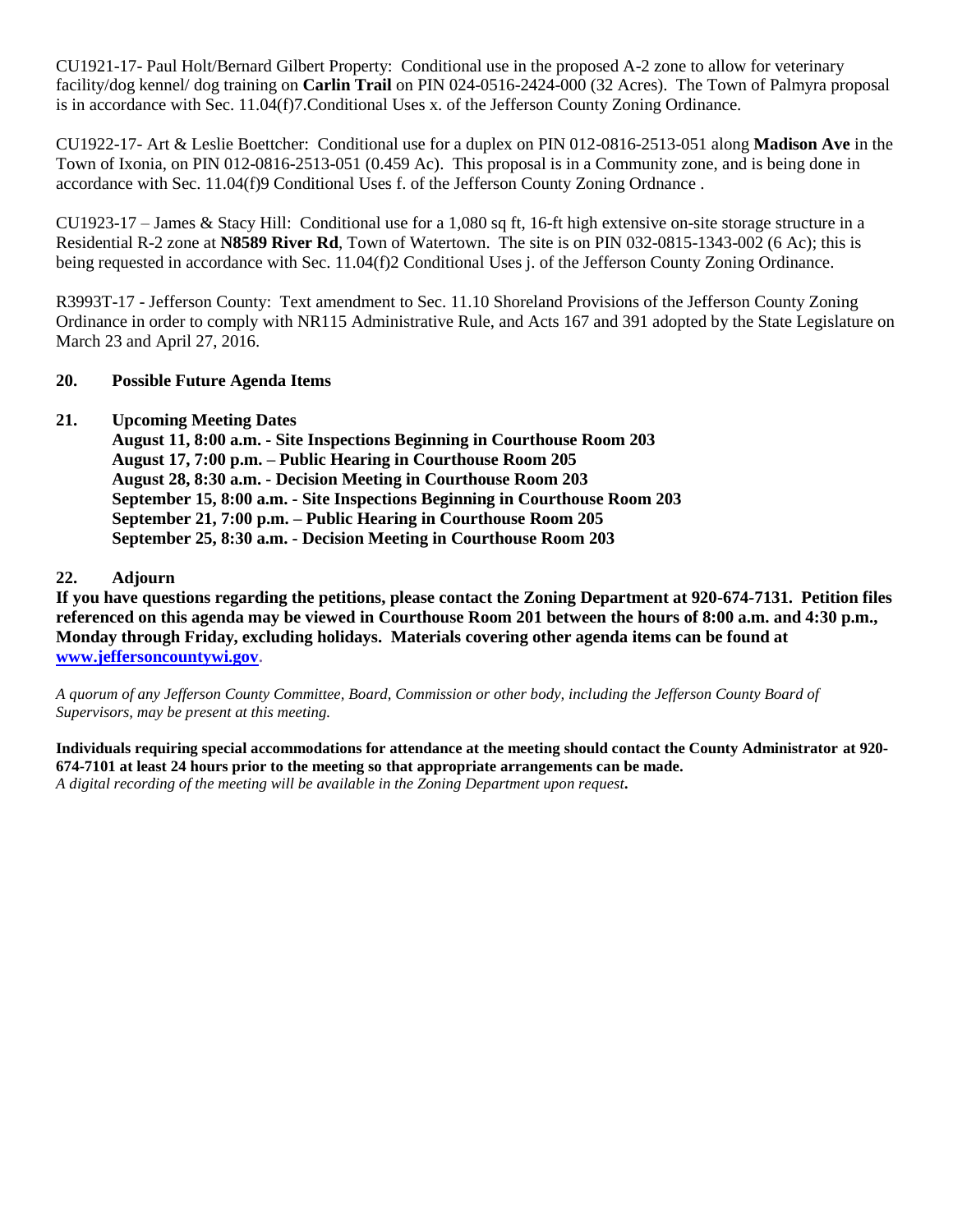CU1921-17- Paul Holt/Bernard Gilbert Property: Conditional use in the proposed A-2 zone to allow for veterinary facility/dog kennel/ dog training on **Carlin Trail** on PIN 024-0516-2424-000 (32 Acres). The Town of Palmyra proposal is in accordance with Sec. 11.04(f)7.Conditional Uses x. of the Jefferson County Zoning Ordinance.

CU1922-17- Art & Leslie Boettcher: Conditional use for a duplex on PIN 012-0816-2513-051 along **Madison Ave** in the Town of Ixonia, on PIN 012-0816-2513-051 (0.459 Ac). This proposal is in a Community zone, and is being done in accordance with Sec. 11.04(f)9 Conditional Uses f. of the Jefferson County Zoning Ordnance .

CU1923-17 – James & Stacy Hill: Conditional use for a 1,080 sq ft, 16-ft high extensive on-site storage structure in a Residential R-2 zone at **N8589 River Rd**, Town of Watertown. The site is on PIN 032-0815-1343-002 (6 Ac); this is being requested in accordance with Sec. 11.04(f)2 Conditional Uses j. of the Jefferson County Zoning Ordinance.

R3993T-17 - Jefferson County: Text amendment to Sec. 11.10 Shoreland Provisions of the Jefferson County Zoning Ordinance in order to comply with NR115 Administrative Rule, and Acts 167 and 391 adopted by the State Legislature on March 23 and April 27, 2016.

**20. Possible Future Agenda Items**

**21. Upcoming Meeting Dates**

**August 11, 8:00 a.m. - Site Inspections Beginning in Courthouse Room 203**
**August 17, 7:00 p.m. – Public Hearing in Courthouse Room 205**
**August 28, 8:30 a.m. - Decision Meeting in Courthouse Room 203**
**September 15, 8:00 a.m. - Site Inspections Beginning in Courthouse Room 203**
**September 21, 7:00 p.m. – Public Hearing in Courthouse Room 205**
**September 25, 8:30 a.m. - Decision Meeting in Courthouse Room 203**

**22. Adjourn**

**If you have questions regarding the petitions, please contact the Zoning Department at 920-674-7131. Petition files referenced on this agenda may be viewed in Courthouse Room 201 between the hours of 8:00 a.m. and 4:30 p.m., Monday through Friday, excluding holidays. Materials covering other agenda items can be found at www.jeffersoncountywi.gov.**

*A quorum of any Jefferson County Committee, Board, Commission or other body, including the Jefferson County Board of Supervisors, may be present at this meeting.*

**Individuals requiring special accommodations for attendance at the meeting should contact the County Administrator at 920-674-7101 at least 24 hours prior to the meeting so that appropriate arrangements can be made.**
*A digital recording of the meeting will be available in the Zoning Department upon request*.